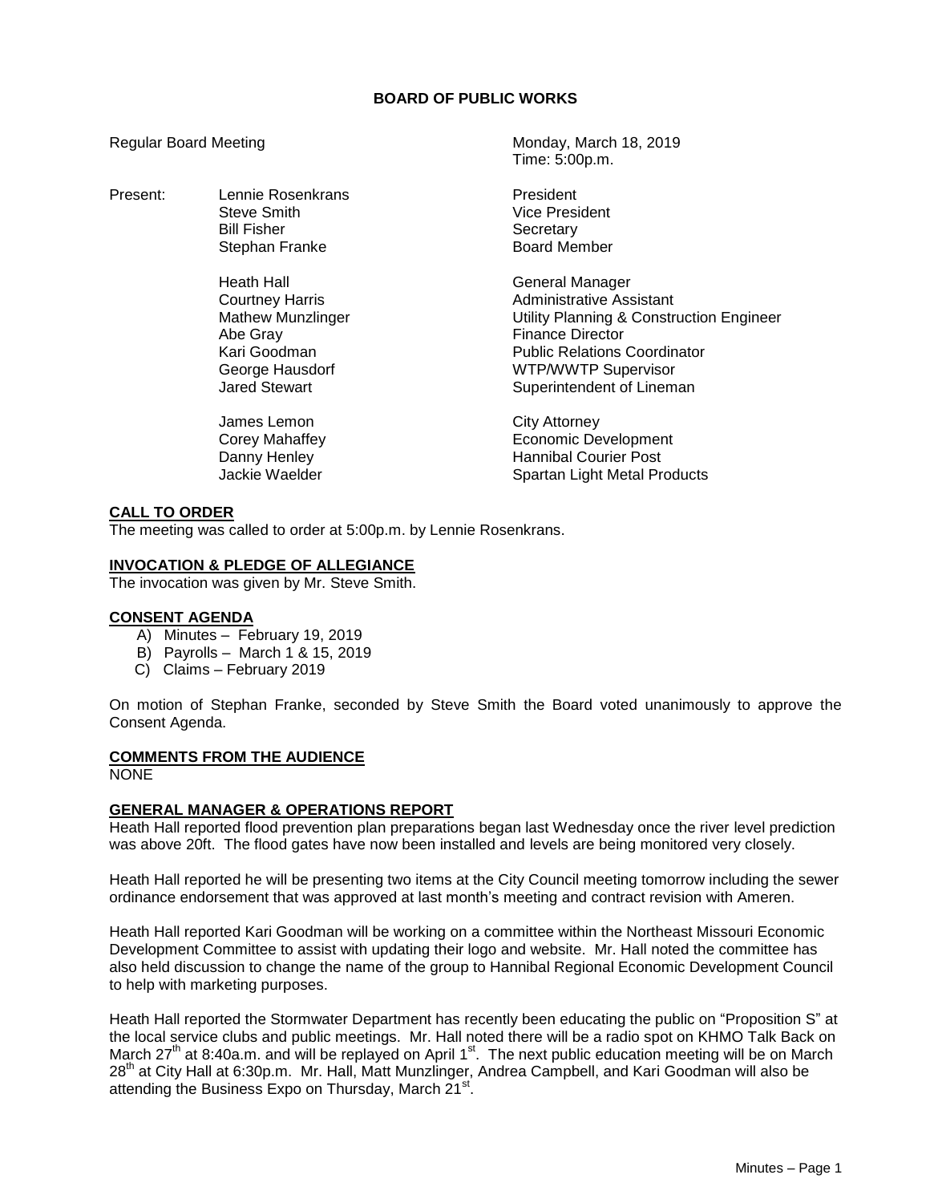# BOARD OF PUBLIC WORKS

Regular Board Meeting — Monday, March 18, 2019
Time: 5:00p.m.

| Present: | | |
|---|---|---|
| | Lennie Rosenkrans | President |
| | Steve Smith | Vice President |
| | Bill Fisher | Secretary |
| | Stephan Franke | Board Member |
| | | |
| | Heath Hall | General Manager |
| | Courtney Harris | Administrative Assistant |
| | Mathew Munzlinger | Utility Planning & Construction Engineer |
| | Abe Gray | Finance Director |
| | Kari Goodman | Public Relations Coordinator |
| | George Hausdorf | WTP/WWTP Supervisor |
| | Jared Stewart | Superintendent of Lineman |
| | | |
| | James Lemon | City Attorney |
| | Corey Mahaffey | Economic Development |
| | Danny Henley | Hannibal Courier Post |
| | Jackie Waelder | Spartan Light Metal Products |

## CALL TO ORDER

The meeting was called to order at 5:00p.m. by Lennie Rosenkrans.

## INVOCATION & PLEDGE OF ALLEGIANCE

The invocation was given by Mr. Steve Smith.

## CONSENT AGENDA

A) Minutes – February 19, 2019
B) Payrolls – March 1 & 15, 2019
C) Claims – February 2019

On motion of Stephan Franke, seconded by Steve Smith the Board voted unanimously to approve the Consent Agenda.

## COMMENTS FROM THE AUDIENCE

NONE

## GENERAL MANAGER & OPERATIONS REPORT

Heath Hall reported flood prevention plan preparations began last Wednesday once the river level prediction was above 20ft. The flood gates have now been installed and levels are being monitored very closely.

Heath Hall reported he will be presenting two items at the City Council meeting tomorrow including the sewer ordinance endorsement that was approved at last month's meeting and contract revision with Ameren.

Heath Hall reported Kari Goodman will be working on a committee within the Northeast Missouri Economic Development Committee to assist with updating their logo and website. Mr. Hall noted the committee has also held discussion to change the name of the group to Hannibal Regional Economic Development Council to help with marketing purposes.

Heath Hall reported the Stormwater Department has recently been educating the public on "Proposition S" at the local service clubs and public meetings. Mr. Hall noted there will be a radio spot on KHMO Talk Back on March 27th at 8:40a.m. and will be replayed on April 1st. The next public education meeting will be on March 28th at City Hall at 6:30p.m. Mr. Hall, Matt Munzlinger, Andrea Campbell, and Kari Goodman will also be attending the Business Expo on Thursday, March 21st.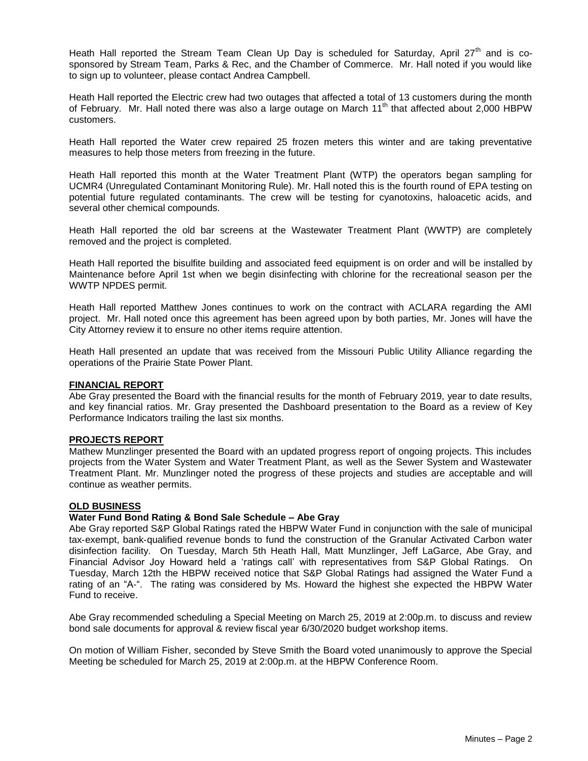Heath Hall reported the Stream Team Clean Up Day is scheduled for Saturday, April 27th and is co-sponsored by Stream Team, Parks & Rec, and the Chamber of Commerce. Mr. Hall noted if you would like to sign up to volunteer, please contact Andrea Campbell.

Heath Hall reported the Electric crew had two outages that affected a total of 13 customers during the month of February. Mr. Hall noted there was also a large outage on March 11th that affected about 2,000 HBPW customers.

Heath Hall reported the Water crew repaired 25 frozen meters this winter and are taking preventative measures to help those meters from freezing in the future.

Heath Hall reported this month at the Water Treatment Plant (WTP) the operators began sampling for UCMR4 (Unregulated Contaminant Monitoring Rule). Mr. Hall noted this is the fourth round of EPA testing on potential future regulated contaminants. The crew will be testing for cyanotoxins, haloacetic acids, and several other chemical compounds.

Heath Hall reported the old bar screens at the Wastewater Treatment Plant (WWTP) are completely removed and the project is completed.

Heath Hall reported the bisulfite building and associated feed equipment is on order and will be installed by Maintenance before April 1st when we begin disinfecting with chlorine for the recreational season per the WWTP NPDES permit.

Heath Hall reported Matthew Jones continues to work on the contract with ACLARA regarding the AMI project. Mr. Hall noted once this agreement has been agreed upon by both parties, Mr. Jones will have the City Attorney review it to ensure no other items require attention.

Heath Hall presented an update that was received from the Missouri Public Utility Alliance regarding the operations of the Prairie State Power Plant.

**FINANCIAL REPORT**

Abe Gray presented the Board with the financial results for the month of February 2019, year to date results, and key financial ratios. Mr. Gray presented the Dashboard presentation to the Board as a review of Key Performance Indicators trailing the last six months.

**PROJECTS REPORT**

Mathew Munzlinger presented the Board with an updated progress report of ongoing projects. This includes projects from the Water System and Water Treatment Plant, as well as the Sewer System and Wastewater Treatment Plant. Mr. Munzlinger noted the progress of these projects and studies are acceptable and will continue as weather permits.

**OLD BUSINESS**

**Water Fund Bond Rating & Bond Sale Schedule – Abe Gray**

Abe Gray reported S&P Global Ratings rated the HBPW Water Fund in conjunction with the sale of municipal tax-exempt, bank-qualified revenue bonds to fund the construction of the Granular Activated Carbon water disinfection facility. On Tuesday, March 5th Heath Hall, Matt Munzlinger, Jeff LaGarce, Abe Gray, and Financial Advisor Joy Howard held a 'ratings call' with representatives from S&P Global Ratings. On Tuesday, March 12th the HBPW received notice that S&P Global Ratings had assigned the Water Fund a rating of an "A-". The rating was considered by Ms. Howard the highest she expected the HBPW Water Fund to receive.

Abe Gray recommended scheduling a Special Meeting on March 25, 2019 at 2:00p.m. to discuss and review bond sale documents for approval & review fiscal year 6/30/2020 budget workshop items.

On motion of William Fisher, seconded by Steve Smith the Board voted unanimously to approve the Special Meeting be scheduled for March 25, 2019 at 2:00p.m. at the HBPW Conference Room.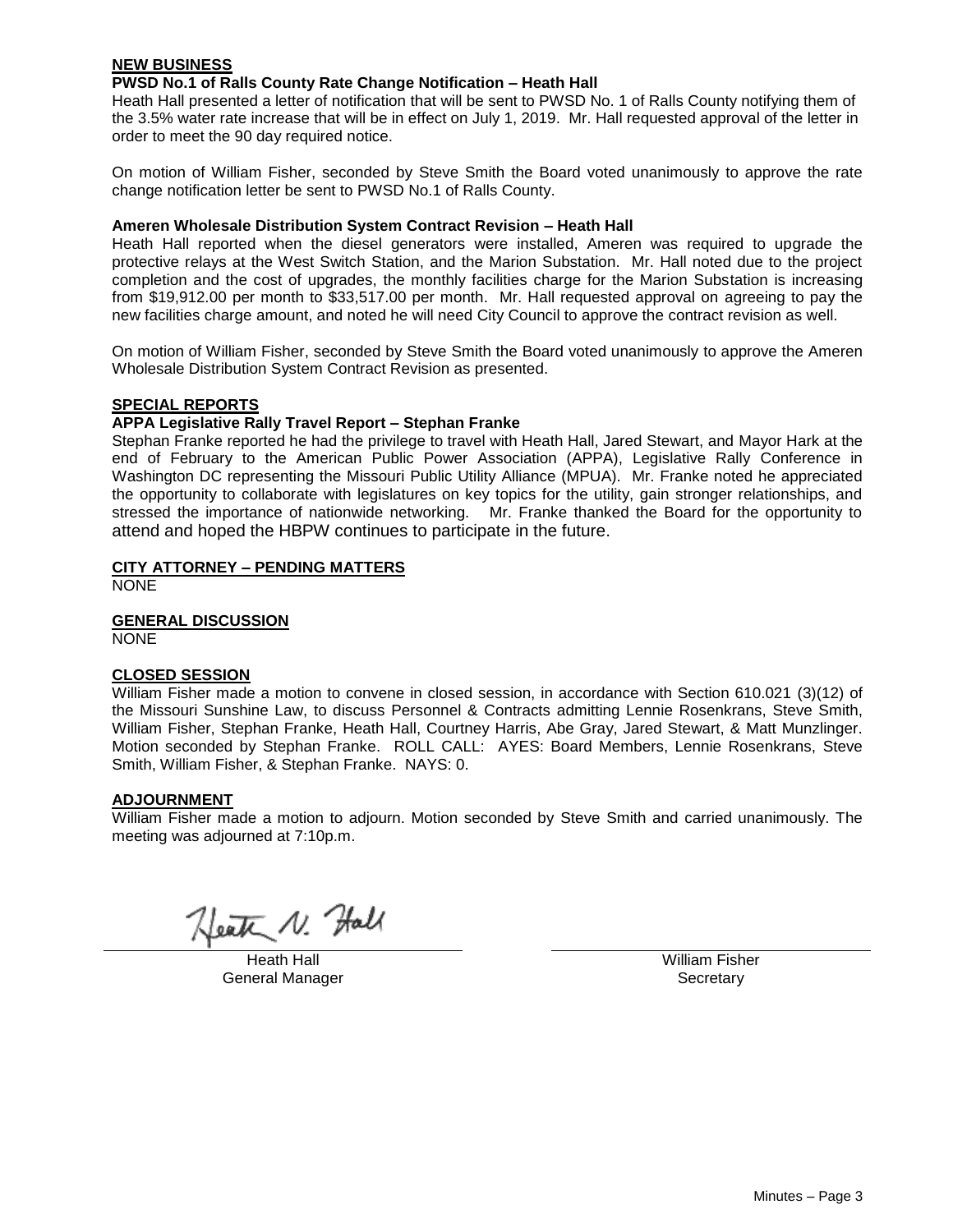## NEW BUSINESS

### PWSD No.1 of Ralls County Rate Change Notification – Heath Hall

Heath Hall presented a letter of notification that will be sent to PWSD No. 1 of Ralls County notifying them of the 3.5% water rate increase that will be in effect on July 1, 2019. Mr. Hall requested approval of the letter in order to meet the 90 day required notice.

On motion of William Fisher, seconded by Steve Smith the Board voted unanimously to approve the rate change notification letter be sent to PWSD No.1 of Ralls County.

### Ameren Wholesale Distribution System Contract Revision – Heath Hall

Heath Hall reported when the diesel generators were installed, Ameren was required to upgrade the protective relays at the West Switch Station, and the Marion Substation. Mr. Hall noted due to the project completion and the cost of upgrades, the monthly facilities charge for the Marion Substation is increasing from $19,912.00 per month to $33,517.00 per month. Mr. Hall requested approval on agreeing to pay the new facilities charge amount, and noted he will need City Council to approve the contract revision as well.

On motion of William Fisher, seconded by Steve Smith the Board voted unanimously to approve the Ameren Wholesale Distribution System Contract Revision as presented.

## SPECIAL REPORTS

### APPA Legislative Rally Travel Report – Stephan Franke

Stephan Franke reported he had the privilege to travel with Heath Hall, Jared Stewart, and Mayor Hark at the end of February to the American Public Power Association (APPA), Legislative Rally Conference in Washington DC representing the Missouri Public Utility Alliance (MPUA). Mr. Franke noted he appreciated the opportunity to collaborate with legislatures on key topics for the utility, gain stronger relationships, and stressed the importance of nationwide networking. Mr. Franke thanked the Board for the opportunity to attend and hoped the HBPW continues to participate in the future.

## CITY ATTORNEY – PENDING MATTERS

NONE

## GENERAL DISCUSSION

NONE

## CLOSED SESSION

William Fisher made a motion to convene in closed session, in accordance with Section 610.021 (3)(12) of the Missouri Sunshine Law, to discuss Personnel & Contracts admitting Lennie Rosenkrans, Steve Smith, William Fisher, Stephan Franke, Heath Hall, Courtney Harris, Abe Gray, Jared Stewart, & Matt Munzlinger. Motion seconded by Stephan Franke. ROLL CALL: AYES: Board Members, Lennie Rosenkrans, Steve Smith, William Fisher, & Stephan Franke. NAYS: 0.

## ADJOURNMENT

William Fisher made a motion to adjourn. Motion seconded by Steve Smith and carried unanimously. The meeting was adjourned at 7:10p.m.

Heath N. Hall

Heath Hall
General Manager

William Fisher
Secretary